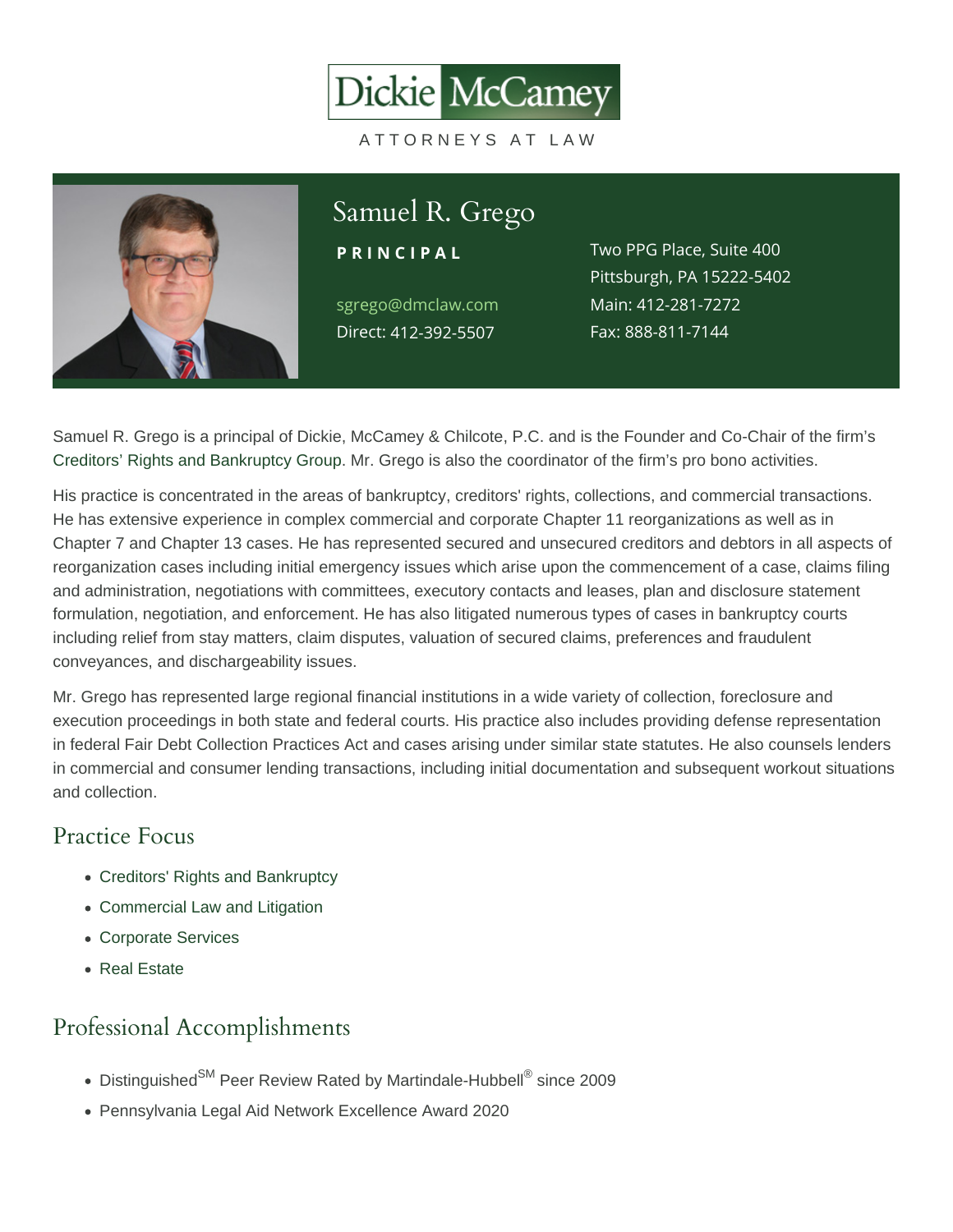Dickie McCamey

ATTORNEYS AT LAW

# Samuel R. Grego

**PRINCIPAL**

sgrego@dmclaw.com
Direct: 412-392-5507

Two PPG Place, Suite 400
Pittsburgh, PA 15222-5402
Main: 412-281-7272
Fax: 888-811-7144

Samuel R. Grego is a principal of Dickie, McCamey & Chilcote, P.C. and is the Founder and Co-Chair of the firm's Creditors' Rights and Bankruptcy Group. Mr. Grego is also the coordinator of the firm's pro bono activities.

His practice is concentrated in the areas of bankruptcy, creditors' rights, collections, and commercial transactions. He has extensive experience in complex commercial and corporate Chapter 11 reorganizations as well as in Chapter 7 and Chapter 13 cases. He has represented secured and unsecured creditors and debtors in all aspects of reorganization cases including initial emergency issues which arise upon the commencement of a case, claims filing and administration, negotiations with committees, executory contacts and leases, plan and disclosure statement formulation, negotiation, and enforcement. He has also litigated numerous types of cases in bankruptcy courts including relief from stay matters, claim disputes, valuation of secured claims, preferences and fraudulent conveyances, and dischargeability issues.

Mr. Grego has represented large regional financial institutions in a wide variety of collection, foreclosure and execution proceedings in both state and federal courts. His practice also includes providing defense representation in federal Fair Debt Collection Practices Act and cases arising under similar state statutes. He also counsels lenders in commercial and consumer lending transactions, including initial documentation and subsequent workout situations and collection.

## Practice Focus

- Creditors' Rights and Bankruptcy
- Commercial Law and Litigation
- Corporate Services
- Real Estate

## Professional Accomplishments

- Distinguished℠ Peer Review Rated by Martindale-Hubbell® since 2009
- Pennsylvania Legal Aid Network Excellence Award 2020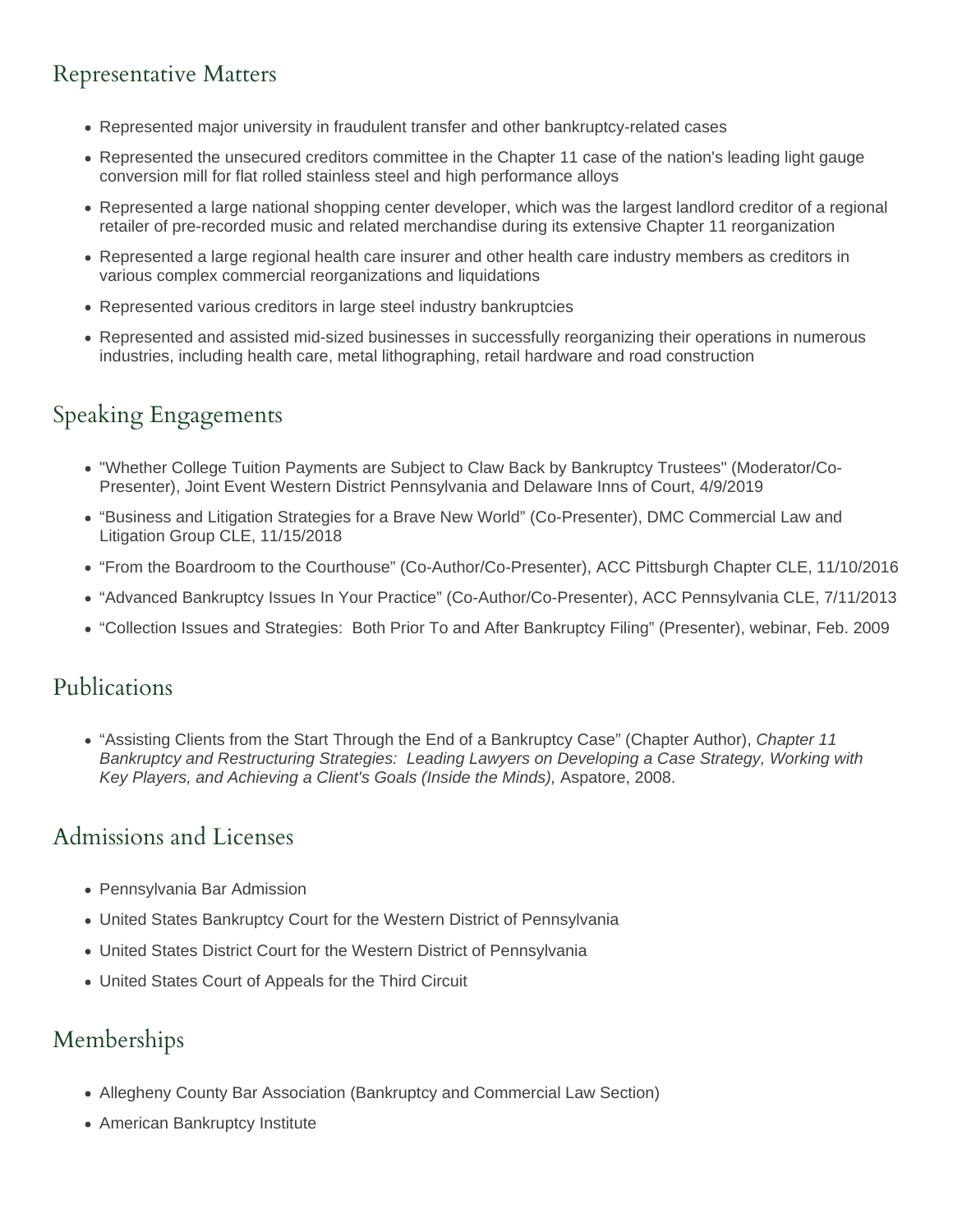## Representative Matters

- Represented major university in fraudulent transfer and other bankruptcy-related cases
- Represented the unsecured creditors committee in the Chapter 11 case of the nation's leading light gauge conversion mill for flat rolled stainless steel and high performance alloys
- Represented a large national shopping center developer, which was the largest landlord creditor of a regional retailer of pre-recorded music and related merchandise during its extensive Chapter 11 reorganization
- Represented a large regional health care insurer and other health care industry members as creditors in various complex commercial reorganizations and liquidations
- Represented various creditors in large steel industry bankruptcies
- Represented and assisted mid-sized businesses in successfully reorganizing their operations in numerous industries, including health care, metal lithographing, retail hardware and road construction

## Speaking Engagements

- "Whether College Tuition Payments are Subject to Claw Back by Bankruptcy Trustees" (Moderator/Co-Presenter), Joint Event Western District Pennsylvania and Delaware Inns of Court, 4/9/2019
- "Business and Litigation Strategies for a Brave New World" (Co-Presenter), DMC Commercial Law and Litigation Group CLE, 11/15/2018
- "From the Boardroom to the Courthouse" (Co-Author/Co-Presenter), ACC Pittsburgh Chapter CLE, 11/10/2016
- "Advanced Bankruptcy Issues In Your Practice" (Co-Author/Co-Presenter), ACC Pennsylvania CLE, 7/11/2013
- "Collection Issues and Strategies: Both Prior To and After Bankruptcy Filing" (Presenter), webinar, Feb. 2009

## Publications

- "Assisting Clients from the Start Through the End of a Bankruptcy Case" (Chapter Author), *Chapter 11 Bankruptcy and Restructuring Strategies: Leading Lawyers on Developing a Case Strategy, Working with Key Players, and Achieving a Client's Goals (Inside the Minds),* Aspatore, 2008.

## Admissions and Licenses

- Pennsylvania Bar Admission
- United States Bankruptcy Court for the Western District of Pennsylvania
- United States District Court for the Western District of Pennsylvania
- United States Court of Appeals for the Third Circuit

## Memberships

- Allegheny County Bar Association (Bankruptcy and Commercial Law Section)
- American Bankruptcy Institute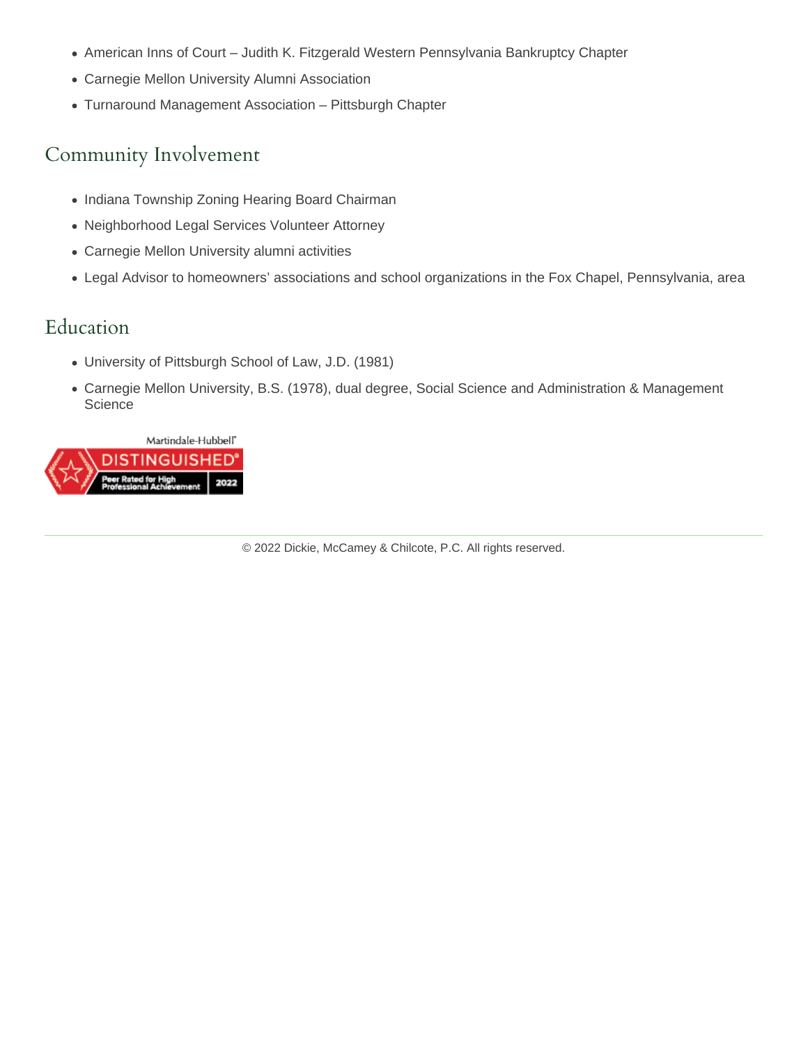- American Inns of Court – Judith K. Fitzgerald Western Pennsylvania Bankruptcy Chapter
- Carnegie Mellon University Alumni Association
- Turnaround Management Association – Pittsburgh Chapter

## Community Involvement

- Indiana Township Zoning Hearing Board Chairman
- Neighborhood Legal Services Volunteer Attorney
- Carnegie Mellon University alumni activities
- Legal Advisor to homeowners' associations and school organizations in the Fox Chapel, Pennsylvania, area

## Education

- University of Pittsburgh School of Law, J.D. (1981)
- Carnegie Mellon University, B.S. (1978), dual degree, Social Science and Administration & Management Science

Martindale-Hubbell®
DISTINGUISHED®
Peer Rated for High Professional Achievement
2022

© 2022 Dickie, McCamey & Chilcote, P.C. All rights reserved.